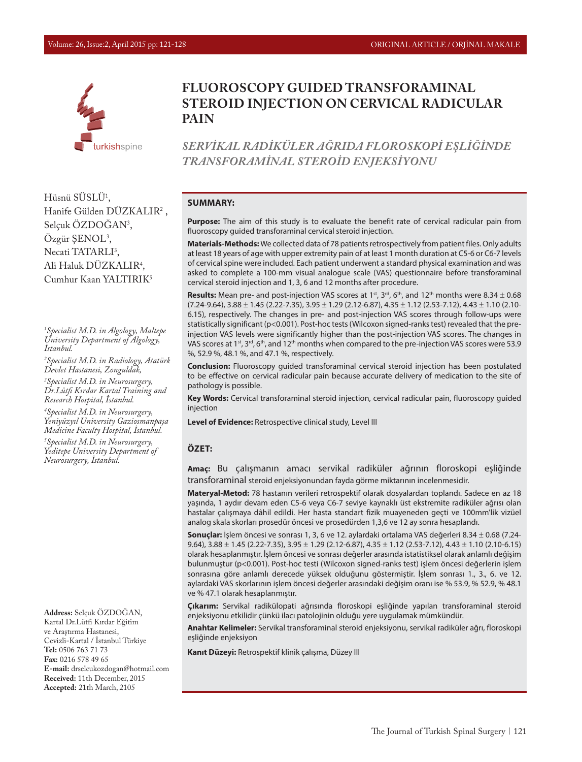# FLUOROSCOPY GUIDED TRANSFORAMINAL STEROID INJECTION ON CERVICAL RADICULAR PAIN

## *SERVİKAL RADİKÜLER AĞRIDA FLOROSKOPİ EŞLİĞİNDE TRANSFORAMİNAL STEROİD ENJEKSİYONU*

Hüsnü SÜSLÜ[1], Hanife Gülden DÜZKALIR[2], Selçuk ÖZDOĞAN[3], Özgür ŞENOL[3], Necati TATARLI[3], Ali Haluk DÜZKALIR[4], Cumhur Kaan YALTIRIK[5]

*[1]Specialist M.D. in Algology, Maltepe University Department of Algology, İstanbul.*

*[2]Specialist M.D. in Radiology, Atatürk Devlet Hastanesi, Zonguldak,*

*[3]Specialist M.D. in Neurosurgery, Dr.Lütfi Kırdar Kartal Training and Research Hospital, İstanbul.*

*[4]Specialist M.D. in Neurosurgery, Yeniyüzyıl University Gaziosmanpaşa Medicine Faculty Hospital, İstanbul.*

*[5]Specialist M.D. in Neurosurgery, Yeditepe University Department of Neurosurgery, İstanbul.*

**Address:** Selçuk ÖZDOĞAN, Kartal Dr.Lütfi Kırdar Eğitim ve Araştırma Hastanesi, Cevizli-Kartal / İstanbul Türkiye
**Tel:** 0506 763 71 73
**Fax:** 0216 578 49 65
**E-mail:** drselcukozdogan@hotmail.com
**Received:** 11th December, 2015
**Accepted:** 21th March, 2105

### SUMMARY:

**Purpose:** The aim of this study is to evaluate the benefit rate of cervical radicular pain from fluoroscopy guided transforaminal cervical steroid injection.

**Materials-Methods:** We collected data of 78 patients retrospectively from patient files. Only adults at least 18 years of age with upper extremity pain of at least 1 month duration at C5-6 or C6-7 levels of cervical spine were included. Each patient underwent a standard physical examination and was asked to complete a 100-mm visual analogue scale (VAS) questionnaire before transforaminal cervical steroid injection and 1, 3, 6 and 12 months after procedure.

**Results:** Mean pre- and post-injection VAS scores at 1st, 3rd, 6th, and 12th months were 8.34 ± 0.68 (7.24-9.64), 3.88 ± 1.45 (2.22-7.35), 3.95 ± 1.29 (2.12-6.87), 4.35 ± 1.12 (2.53-7.12), 4.43 ± 1.10 (2.10-6.15), respectively. The changes in pre- and post-injection VAS scores through follow-ups were statistically significant ($p<0.001$). Post-hoc tests (Wilcoxon signed-ranks test) revealed that the pre-injection VAS levels were significantly higher than the post-injection VAS scores. The changes in VAS scores at 1st, 3rd, 6th, and 12th months when compared to the pre-injection VAS scores were 53.9 %, 52.9 %, 48.1 %, and 47.1 %, respectively.

**Conclusion:** Fluoroscopy guided transforaminal cervical steroid injection has been postulated to be effective on cervical radicular pain because accurate delivery of medication to the site of pathology is possible.

**Key Words:** Cervical transforaminal steroid injection, cervical radicular pain, fluoroscopy guided injection

**Level of Evidence:** Retrospective clinical study, Level III

### ÖZET:

**Amaç:** Bu çalışmanın amacı servikal radiküler ağrının floroskopi eşliğinde transforaminal steroid enjeksiyonundan fayda görme miktarının incelenmesidir.

**Materyal-Metod:** 78 hastanın verileri retrospektif olarak dosyalardan toplandı. Sadece en az 18 yaşında, 1 aydır devam eden C5-6 veya C6-7 seviye kaynaklı üst ekstremite radiküler ağrısı olan hastalar çalışmaya dâhil edildi. Her hasta standart fizik muayeneden geçti ve 100mm'lik vizüel analog skala skorları prosedür öncesi ve prosedürden 1,3,6 ve 12 ay sonra hesaplandı.

**Sonuçlar:** İşlem öncesi ve sonrası 1, 3, 6 ve 12. aylardaki ortalama VAS değerleri 8.34 ± 0.68 (7.24-9.64), 3.88 ± 1.45 (2.22-7.35), 3.95 ± 1.29 (2.12-6.87), 4.35 ± 1.12 (2.53-7.12), 4.43 ± 1.10 (2.10-6.15) olarak hesaplanmıştır. İşlem öncesi ve sonrası değerler arasında istatistiksel olarak anlamlı değişim bulunmuştur ($p<0.001$). Post-hoc testi (Wilcoxon signed-ranks test) işlem öncesi değerlerin işlem sonrasına göre anlamlı derecede yüksek olduğunu göstermiştir. İşlem sonrası 1., 3., 6. ve 12. aylardaki VAS skorlarının işlem öncesi değerler arasındaki değişim oranı ise % 53.9, % 52.9, % 48.1 ve % 47.1 olarak hesaplanmıştır.

**Çıkarım:** Servikal radikülopati ağrısında floroskopi eşliğinde yapılan transforaminal steroid enjeksiyonu etkilidir çünkü ilacı patolojinin olduğu yere uygulamak mümkündür.

**Anahtar Kelimeler:** Servikal transforaminal steroid enjeksiyonu, servikal radiküler ağrı, floroskopi eşliğinde enjeksiyon

**Kanıt Düzeyi:** Retrospektif klinik çalışma, Düzey III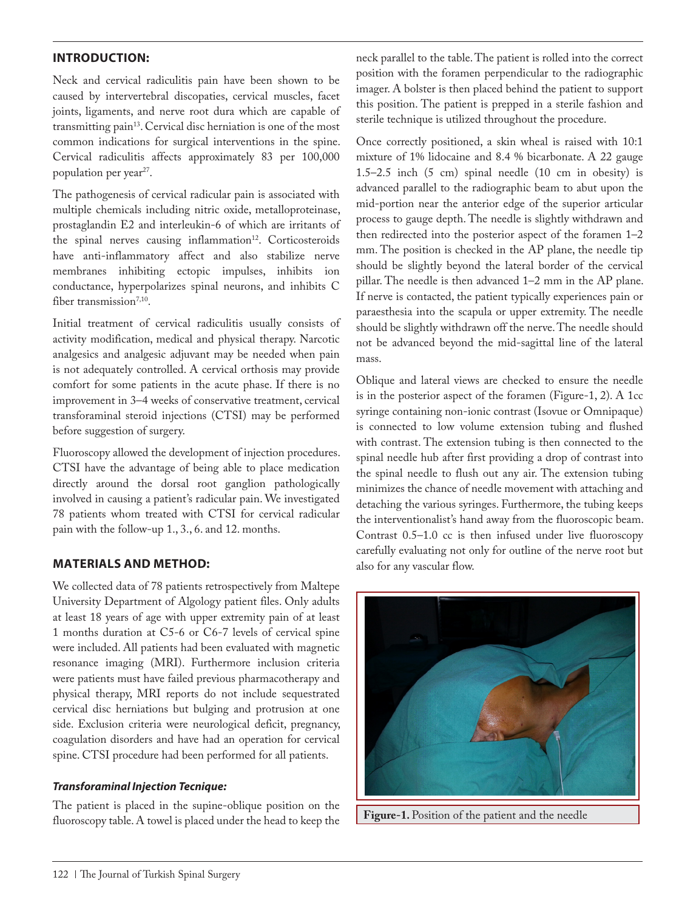## INTRODUCTION:

Neck and cervical radiculitis pain have been shown to be caused by intervertebral discopaties, cervical muscles, facet joints, ligaments, and nerve root dura which are capable of transmitting pain[13]. Cervical disc herniation is one of the most common indications for surgical interventions in the spine. Cervical radiculitis affects approximately 83 per 100,000 population per year[27].

The pathogenesis of cervical radicular pain is associated with multiple chemicals including nitric oxide, metalloproteinase, prostaglandin E2 and interleukin-6 of which are irritants of the spinal nerves causing inflammation[12]. Corticosteroids have anti-inflammatory affect and also stabilize nerve membranes inhibiting ectopic impulses, inhibits ion conductance, hyperpolarizes spinal neurons, and inhibits C fiber transmission[7,10].

Initial treatment of cervical radiculitis usually consists of activity modification, medical and physical therapy. Narcotic analgesics and analgesic adjuvant may be needed when pain is not adequately controlled. A cervical orthosis may provide comfort for some patients in the acute phase. If there is no improvement in 3–4 weeks of conservative treatment, cervical transforaminal steroid injections (CTSI) may be performed before suggestion of surgery.

Fluoroscopy allowed the development of injection procedures. CTSI have the advantage of being able to place medication directly around the dorsal root ganglion pathologically involved in causing a patient's radicular pain. We investigated 78 patients whom treated with CTSI for cervical radicular pain with the follow-up 1., 3., 6. and 12. months.

## MATERIALS AND METHOD:

We collected data of 78 patients retrospectively from Maltepe University Department of Algology patient files. Only adults at least 18 years of age with upper extremity pain of at least 1 months duration at C5-6 or C6-7 levels of cervical spine were included. All patients had been evaluated with magnetic resonance imaging (MRI). Furthermore inclusion criteria were patients must have failed previous pharmacotherapy and physical therapy, MRI reports do not include sequestrated cervical disc herniations but bulging and protrusion at one side. Exclusion criteria were neurological deficit, pregnancy, coagulation disorders and have had an operation for cervical spine. CTSI procedure had been performed for all patients.

### *Transforaminal Injection Tecnique:*

The patient is placed in the supine-oblique position on the fluoroscopy table. A towel is placed under the head to keep the neck parallel to the table. The patient is rolled into the correct position with the foramen perpendicular to the radiographic imager. A bolster is then placed behind the patient to support this position. The patient is prepped in a sterile fashion and sterile technique is utilized throughout the procedure.

Once correctly positioned, a skin wheal is raised with 10:1 mixture of 1% lidocaine and 8.4 % bicarbonate. A 22 gauge 1.5–2.5 inch (5 cm) spinal needle (10 cm in obesity) is advanced parallel to the radiographic beam to abut upon the mid-portion near the anterior edge of the superior articular process to gauge depth. The needle is slightly withdrawn and then redirected into the posterior aspect of the foramen 1–2 mm. The position is checked in the AP plane, the needle tip should be slightly beyond the lateral border of the cervical pillar. The needle is then advanced 1–2 mm in the AP plane. If nerve is contacted, the patient typically experiences pain or paraesthesia into the scapula or upper extremity. The needle should be slightly withdrawn off the nerve. The needle should not be advanced beyond the mid-sagittal line of the lateral mass.

Oblique and lateral views are checked to ensure the needle is in the posterior aspect of the foramen (Figure-1, 2). A 1cc syringe containing non-ionic contrast (Isovue or Omnipaque) is connected to low volume extension tubing and flushed with contrast. The extension tubing is then connected to the spinal needle hub after first providing a drop of contrast into the spinal needle to flush out any air. The extension tubing minimizes the chance of needle movement with attaching and detaching the various syringes. Furthermore, the tubing keeps the interventionalist's hand away from the fluoroscopic beam. Contrast 0.5–1.0 cc is then infused under live fluoroscopy carefully evaluating not only for outline of the nerve root but also for any vascular flow.

**Figure-1.** Position of the patient and the needle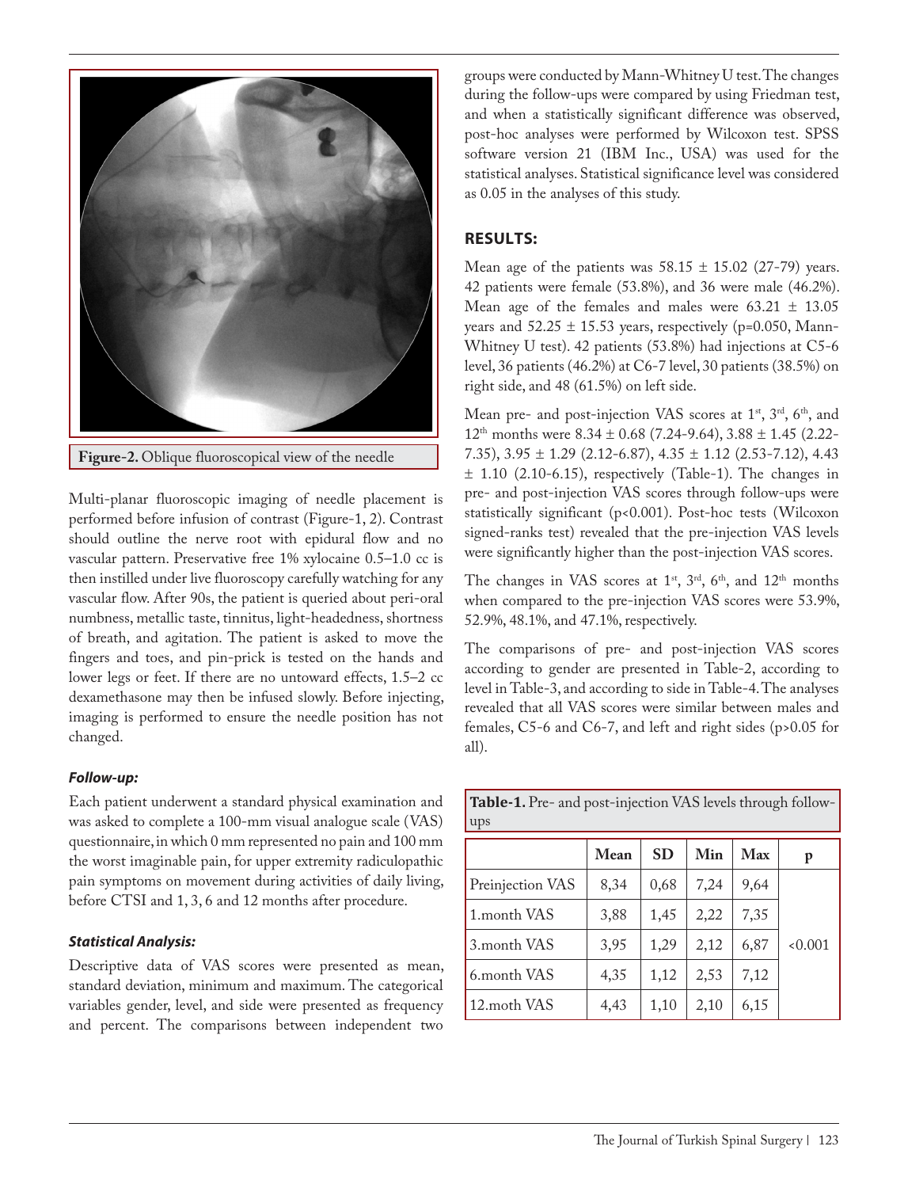Figure-2. Oblique fluoroscopical view of the needle

Multi-planar fluoroscopic imaging of needle placement is performed before infusion of contrast (Figure-1, 2). Contrast should outline the nerve root with epidural flow and no vascular pattern. Preservative free 1% xylocaine 0.5–1.0 cc is then instilled under live fluoroscopy carefully watching for any vascular flow. After 90s, the patient is queried about peri-oral numbness, metallic taste, tinnitus, light-headedness, shortness of breath, and agitation. The patient is asked to move the fingers and toes, and pin-prick is tested on the hands and lower legs or feet. If there are no untoward effects, 1.5–2 cc dexamethasone may then be infused slowly. Before injecting, imaging is performed to ensure the needle position has not changed.

#### *Follow-up:*

Each patient underwent a standard physical examination and was asked to complete a 100-mm visual analogue scale (VAS) questionnaire, in which 0 mm represented no pain and 100 mm the worst imaginable pain, for upper extremity radiculopathic pain symptoms on movement during activities of daily living, before CTSI and 1, 3, 6 and 12 months after procedure.

#### *Statistical Analysis:*

Descriptive data of VAS scores were presented as mean, standard deviation, minimum and maximum. The categorical variables gender, level, and side were presented as frequency and percent. The comparisons between independent two groups were conducted by Mann-Whitney U test. The changes during the follow-ups were compared by using Friedman test, and when a statistically significant difference was observed, post-hoc analyses were performed by Wilcoxon test. SPSS software version 21 (IBM Inc., USA) was used for the statistical analyses. Statistical significance level was considered as 0.05 in the analyses of this study.

## RESULTS:

Mean age of the patients was 58.15 ± 15.02 (27-79) years. 42 patients were female (53.8%), and 36 were male (46.2%). Mean age of the females and males were 63.21 ± 13.05 years and 52.25 ± 15.53 years, respectively ($p=0.050$, Mann-Whitney U test). 42 patients (53.8%) had injections at C5-6 level, 36 patients (46.2%) at C6-7 level, 30 patients (38.5%) on right side, and 48 (61.5%) on left side.

Mean pre- and post-injection VAS scores at 1st, 3rd, 6th, and 12th months were 8.34 ± 0.68 (7.24-9.64), 3.88 ± 1.45 (2.22-7.35), 3.95 ± 1.29 (2.12-6.87), 4.35 ± 1.12 (2.53-7.12), 4.43 ± 1.10 (2.10-6.15), respectively (Table-1). The changes in pre- and post-injection VAS scores through follow-ups were statistically significant ($p<0.001$). Post-hoc tests (Wilcoxon signed-ranks test) revealed that the pre-injection VAS levels were significantly higher than the post-injection VAS scores.

The changes in VAS scores at 1st, 3rd, 6th, and 12th months when compared to the pre-injection VAS scores were 53.9%, 52.9%, 48.1%, and 47.1%, respectively.

The comparisons of pre- and post-injection VAS scores according to gender are presented in Table-2, according to level in Table-3, and according to side in Table-4. The analyses revealed that all VAS scores were similar between males and females, C5-6 and C6-7, and left and right sides ($p>0.05$ for all).

**Table-1.** Pre- and post-injection VAS levels through follow-ups

| | Mean | SD | Min | Max | p |
|---|---|---|---|---|---|
| Preinjection VAS | 8,34 | 0,68 | 7,24 | 9,64 | <0.001 |
| 1.month VAS | 3,88 | 1,45 | 2,22 | 7,35 | |
| 3.month VAS | 3,95 | 1,29 | 2,12 | 6,87 | |
| 6.month VAS | 4,35 | 1,12 | 2,53 | 7,12 | |
| 12.moth VAS | 4,43 | 1,10 | 2,10 | 6,15 | |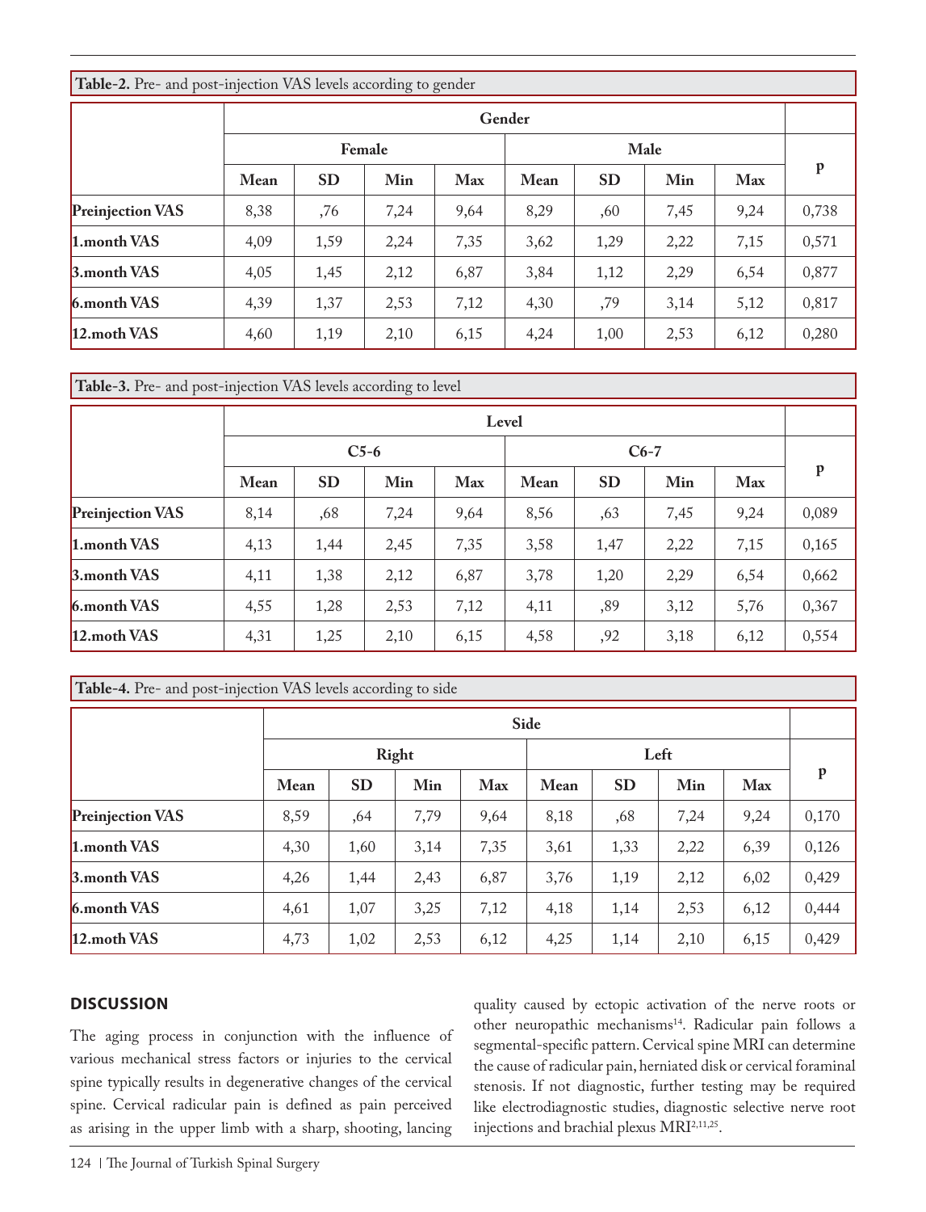**Table-2.** Pre- and post-injection VAS levels according to gender

| | Gender | | | | | | | | |
|---|---|---|---|---|---|---|---|---|---|
| | Female | | | | Male | | | | p |
| | Mean | SD | Min | Max | Mean | SD | Min | Max | |
| **Preinjection VAS** | 8,38 | ,76 | 7,24 | 9,64 | 8,29 | ,60 | 7,45 | 9,24 | 0,738 |
| **1.month VAS** | 4,09 | 1,59 | 2,24 | 7,35 | 3,62 | 1,29 | 2,22 | 7,15 | 0,571 |
| **3.month VAS** | 4,05 | 1,45 | 2,12 | 6,87 | 3,84 | 1,12 | 2,29 | 6,54 | 0,877 |
| **6.month VAS** | 4,39 | 1,37 | 2,53 | 7,12 | 4,30 | ,79 | 3,14 | 5,12 | 0,817 |
| **12.moth VAS** | 4,60 | 1,19 | 2,10 | 6,15 | 4,24 | 1,00 | 2,53 | 6,12 | 0,280 |

**Table-3.** Pre- and post-injection VAS levels according to level

| | Level | | | | | | | | |
|---|---|---|---|---|---|---|---|---|---|
| | C5-6 | | | | C6-7 | | | | p |
| | Mean | SD | Min | Max | Mean | SD | Min | Max | |
| **Preinjection VAS** | 8,14 | ,68 | 7,24 | 9,64 | 8,56 | ,63 | 7,45 | 9,24 | 0,089 |
| **1.month VAS** | 4,13 | 1,44 | 2,45 | 7,35 | 3,58 | 1,47 | 2,22 | 7,15 | 0,165 |
| **3.month VAS** | 4,11 | 1,38 | 2,12 | 6,87 | 3,78 | 1,20 | 2,29 | 6,54 | 0,662 |
| **6.month VAS** | 4,55 | 1,28 | 2,53 | 7,12 | 4,11 | ,89 | 3,12 | 5,76 | 0,367 |
| **12.moth VAS** | 4,31 | 1,25 | 2,10 | 6,15 | 4,58 | ,92 | 3,18 | 6,12 | 0,554 |

**Table-4.** Pre- and post-injection VAS levels according to side

| | Side | | | | | | | | |
|---|---|---|---|---|---|---|---|---|---|
| | Right | | | | Left | | | | p |
| | Mean | SD | Min | Max | Mean | SD | Min | Max | |
| **Preinjection VAS** | 8,59 | ,64 | 7,79 | 9,64 | 8,18 | ,68 | 7,24 | 9,24 | 0,170 |
| **1.month VAS** | 4,30 | 1,60 | 3,14 | 7,35 | 3,61 | 1,33 | 2,22 | 6,39 | 0,126 |
| **3.month VAS** | 4,26 | 1,44 | 2,43 | 6,87 | 3,76 | 1,19 | 2,12 | 6,02 | 0,429 |
| **6.month VAS** | 4,61 | 1,07 | 3,25 | 7,12 | 4,18 | 1,14 | 2,53 | 6,12 | 0,444 |
| **12.moth VAS** | 4,73 | 1,02 | 2,53 | 6,12 | 4,25 | 1,14 | 2,10 | 6,15 | 0,429 |

## DISCUSSION

The aging process in conjunction with the influence of various mechanical stress factors or injuries to the cervical spine typically results in degenerative changes of the cervical spine. Cervical radicular pain is defined as pain perceived as arising in the upper limb with a sharp, shooting, lancing quality caused by ectopic activation of the nerve roots or other neuropathic mechanisms[14]. Radicular pain follows a segmental-specific pattern. Cervical spine MRI can determine the cause of radicular pain, herniated disk or cervical foraminal stenosis. If not diagnostic, further testing may be required like electrodiagnostic studies, diagnostic selective nerve root injections and brachial plexus MRI[2,11,25].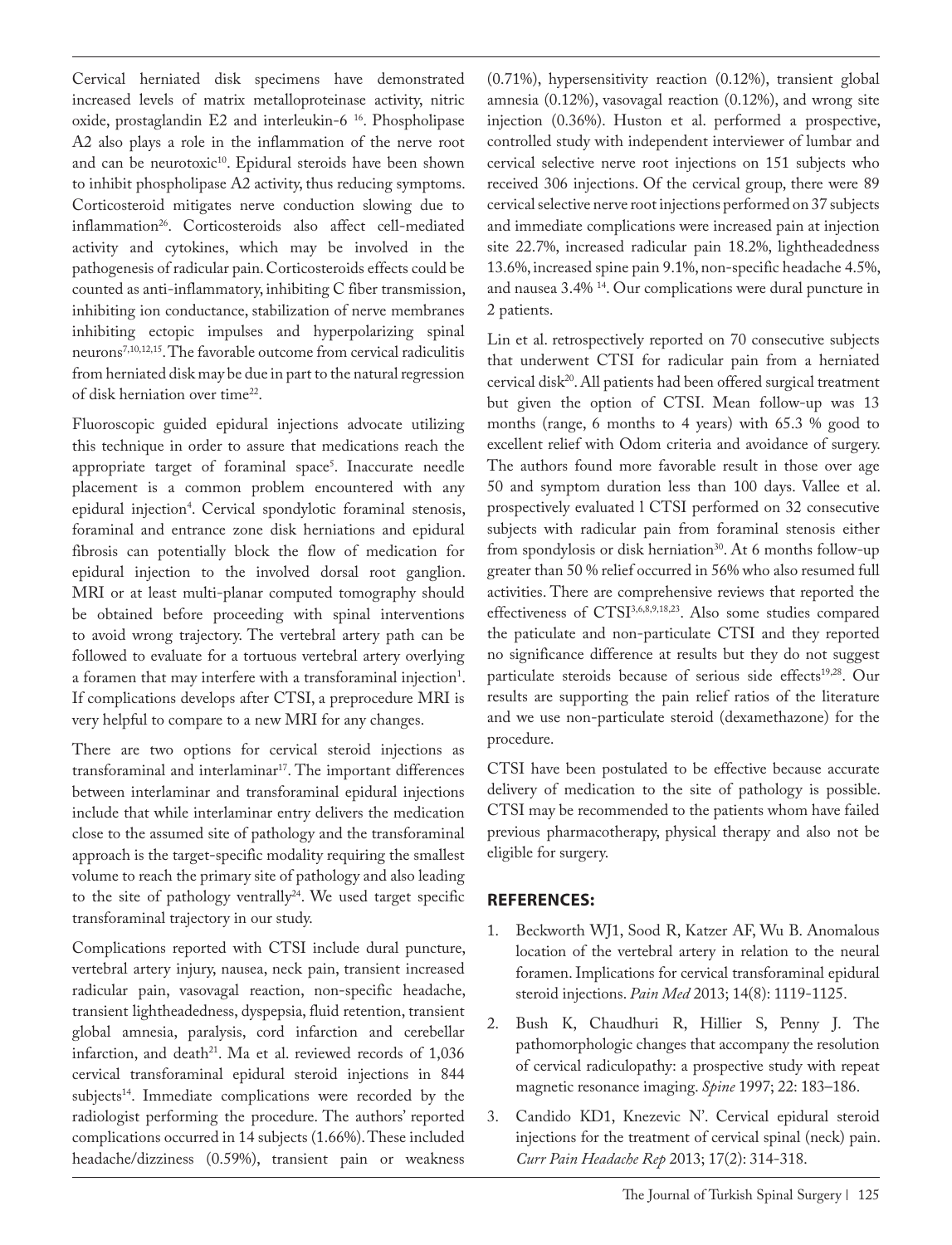Cervical herniated disk specimens have demonstrated increased levels of matrix metalloproteinase activity, nitric oxide, prostaglandin E2 and interleukin-6 [16]. Phospholipase A2 also plays a role in the inflammation of the nerve root and can be neurotoxic[10]. Epidural steroids have been shown to inhibit phospholipase A2 activity, thus reducing symptoms. Corticosteroid mitigates nerve conduction slowing due to inflammation[26]. Corticosteroids also affect cell-mediated activity and cytokines, which may be involved in the pathogenesis of radicular pain. Corticosteroids effects could be counted as anti-inflammatory, inhibiting C fiber transmission, inhibiting ion conductance, stabilization of nerve membranes inhibiting ectopic impulses and hyperpolarizing spinal neurons[7,10,12,15]. The favorable outcome from cervical radiculitis from herniated disk may be due in part to the natural regression of disk herniation over time[22].

Fluoroscopic guided epidural injections advocate utilizing this technique in order to assure that medications reach the appropriate target of foraminal space[5]. Inaccurate needle placement is a common problem encountered with any epidural injection[4]. Cervical spondylotic foraminal stenosis, foraminal and entrance zone disk herniations and epidural fibrosis can potentially block the flow of medication for epidural injection to the involved dorsal root ganglion. MRI or at least multi-planar computed tomography should be obtained before proceeding with spinal interventions to avoid wrong trajectory. The vertebral artery path can be followed to evaluate for a tortuous vertebral artery overlying a foramen that may interfere with a transforaminal injection[1]. If complications develops after CTSI, a preprocedure MRI is very helpful to compare to a new MRI for any changes.

There are two options for cervical steroid injections as transforaminal and interlaminar[17]. The important differences between interlaminar and transforaminal epidural injections include that while interlaminar entry delivers the medication close to the assumed site of pathology and the transforaminal approach is the target-specific modality requiring the smallest volume to reach the primary site of pathology and also leading to the site of pathology ventrally[24]. We used target specific transforaminal trajectory in our study.

Complications reported with CTSI include dural puncture, vertebral artery injury, nausea, neck pain, transient increased radicular pain, vasovagal reaction, non-specific headache, transient lightheadedness, dyspepsia, fluid retention, transient global amnesia, paralysis, cord infarction and cerebellar infarction, and death[21]. Ma et al. reviewed records of 1,036 cervical transforaminal epidural steroid injections in 844 subjects[14]. Immediate complications were recorded by the radiologist performing the procedure. The authors' reported complications occurred in 14 subjects (1.66%). These included headache/dizziness (0.59%), transient pain or weakness (0.71%), hypersensitivity reaction (0.12%), transient global amnesia (0.12%), vasovagal reaction (0.12%), and wrong site injection (0.36%). Huston et al. performed a prospective, controlled study with independent interviewer of lumbar and cervical selective nerve root injections on 151 subjects who received 306 injections. Of the cervical group, there were 89 cervical selective nerve root injections performed on 37 subjects and immediate complications were increased pain at injection site 22.7%, increased radicular pain 18.2%, lightheadedness 13.6%, increased spine pain 9.1%, non-specific headache 4.5%, and nausea 3.4% [14]. Our complications were dural puncture in 2 patients.

Lin et al. retrospectively reported on 70 consecutive subjects that underwent CTSI for radicular pain from a herniated cervical disk[20]. All patients had been offered surgical treatment but given the option of CTSI. Mean follow-up was 13 months (range, 6 months to 4 years) with 65.3 % good to excellent relief with Odom criteria and avoidance of surgery. The authors found more favorable result in those over age 50 and symptom duration less than 100 days. Vallee et al. prospectively evaluated l CTSI performed on 32 consecutive subjects with radicular pain from foraminal stenosis either from spondylosis or disk herniation[30]. At 6 months follow-up greater than 50 % relief occurred in 56% who also resumed full activities. There are comprehensive reviews that reported the effectiveness of CTSI[3,6,8,9,18,23]. Also some studies compared the paticulate and non-particulate CTSI and they reported no significance difference at results but they do not suggest particulate steroids because of serious side effects[19,28]. Our results are supporting the pain relief ratios of the literature and we use non-particulate steroid (dexamethazone) for the procedure.

CTSI have been postulated to be effective because accurate delivery of medication to the site of pathology is possible. CTSI may be recommended to the patients whom have failed previous pharmacotherapy, physical therapy and also not be eligible for surgery.

## REFERENCES:

1. Beckworth WJ1, Sood R, Katzer AF, Wu B. Anomalous location of the vertebral artery in relation to the neural foramen. Implications for cervical transforaminal epidural steroid injections. *Pain Med* 2013; 14(8): 1119-1125.
2. Bush K, Chaudhuri R, Hillier S, Penny J. The pathomorphologic changes that accompany the resolution of cervical radiculopathy: a prospective study with repeat magnetic resonance imaging. *Spine* 1997; 22: 183–186.
3. Candido KD1, Knezevic N'. Cervical epidural steroid injections for the treatment of cervical spinal (neck) pain. *Curr Pain Headache Rep* 2013; 17(2): 314-318.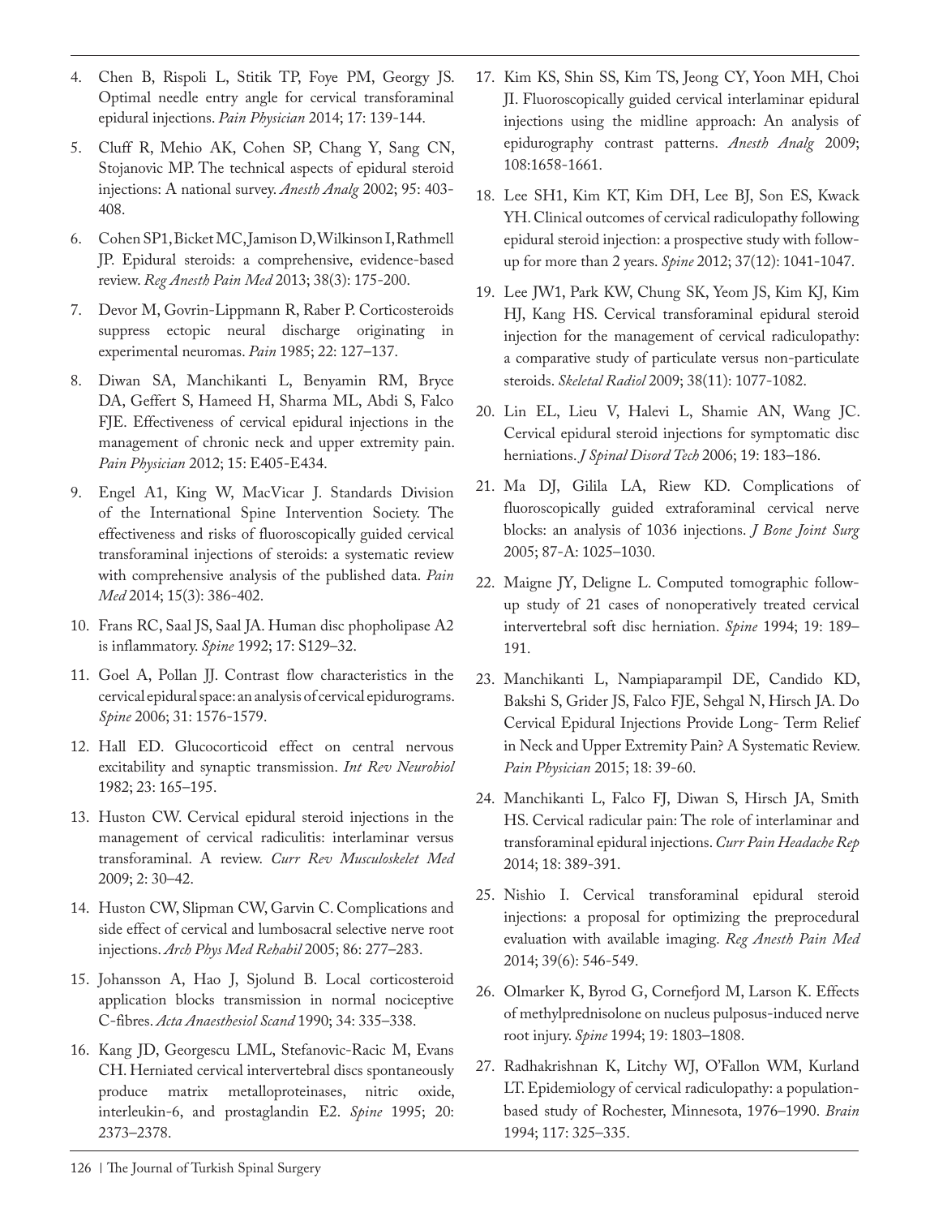4. Chen B, Rispoli L, Stitik TP, Foye PM, Georgy JS. Optimal needle entry angle for cervical transforaminal epidural injections. *Pain Physician* 2014; 17: 139-144.
5. Cluff R, Mehio AK, Cohen SP, Chang Y, Sang CN, Stojanovic MP. The technical aspects of epidural steroid injections: A national survey. *Anesth Analg* 2002; 95: 403-408.
6. Cohen SP1, Bicket MC, Jamison D, Wilkinson I, Rathmell JP. Epidural steroids: a comprehensive, evidence-based review. *Reg Anesth Pain Med* 2013; 38(3): 175-200.
7. Devor M, Govrin-Lippmann R, Raber P. Corticosteroids suppress ectopic neural discharge originating in experimental neuromas. *Pain* 1985; 22: 127–137.
8. Diwan SA, Manchikanti L, Benyamin RM, Bryce DA, Geffert S, Hameed H, Sharma ML, Abdi S, Falco FJE. Effectiveness of cervical epidural injections in the management of chronic neck and upper extremity pain. *Pain Physician* 2012; 15: E405-E434.
9. Engel A1, King W, MacVicar J. Standards Division of the International Spine Intervention Society. The effectiveness and risks of fluoroscopically guided cervical transforaminal injections of steroids: a systematic review with comprehensive analysis of the published data. *Pain Med* 2014; 15(3): 386-402.
10. Frans RC, Saal JS, Saal JA. Human disc phopholipase A2 is inflammatory. *Spine* 1992; 17: S129–32.
11. Goel A, Pollan JJ. Contrast flow characteristics in the cervical epidural space: an analysis of cervical epidurograms. *Spine* 2006; 31: 1576-1579.
12. Hall ED. Glucocorticoid effect on central nervous excitability and synaptic transmission. *Int Rev Neurobiol* 1982; 23: 165–195.
13. Huston CW. Cervical epidural steroid injections in the management of cervical radiculitis: interlaminar versus transforaminal. A review. *Curr Rev Musculoskelet Med* 2009; 2: 30–42.
14. Huston CW, Slipman CW, Garvin C. Complications and side effect of cervical and lumbosacral selective nerve root injections. *Arch Phys Med Rehabil* 2005; 86: 277–283.
15. Johansson A, Hao J, Sjolund B. Local corticosteroid application blocks transmission in normal nociceptive C-fibres. *Acta Anaesthesiol Scand* 1990; 34: 335–338.
16. Kang JD, Georgescu LML, Stefanovic-Racic M, Evans CH. Herniated cervical intervertebral discs spontaneously produce matrix metalloproteinases, nitric oxide, interleukin-6, and prostaglandin E2. *Spine* 1995; 20: 2373–2378.
17. Kim KS, Shin SS, Kim TS, Jeong CY, Yoon MH, Choi JI. Fluoroscopically guided cervical interlaminar epidural injections using the midline approach: An analysis of epidurography contrast patterns. *Anesth Analg* 2009; 108:1658-1661.
18. Lee SH1, Kim KT, Kim DH, Lee BJ, Son ES, Kwack YH. Clinical outcomes of cervical radiculopathy following epidural steroid injection: a prospective study with follow-up for more than 2 years. *Spine* 2012; 37(12): 1041-1047.
19. Lee JW1, Park KW, Chung SK, Yeom JS, Kim KJ, Kim HJ, Kang HS. Cervical transforaminal epidural steroid injection for the management of cervical radiculopathy: a comparative study of particulate versus non-particulate steroids. *Skeletal Radiol* 2009; 38(11): 1077-1082.
20. Lin EL, Lieu V, Halevi L, Shamie AN, Wang JC. Cervical epidural steroid injections for symptomatic disc herniations. *J Spinal Disord Tech* 2006; 19: 183–186.
21. Ma DJ, Gilila LA, Riew KD. Complications of fluoroscopically guided extraforaminal cervical nerve blocks: an analysis of 1036 injections. *J Bone Joint Surg* 2005; 87-A: 1025–1030.
22. Maigne JY, Deligne L. Computed tomographic follow-up study of 21 cases of nonoperatively treated cervical intervertebral soft disc herniation. *Spine* 1994; 19: 189–191.
23. Manchikanti L, Nampiaparampil DE, Candido KD, Bakshi S, Grider JS, Falco FJE, Sehgal N, Hirsch JA. Do Cervical Epidural Injections Provide Long- Term Relief in Neck and Upper Extremity Pain? A Systematic Review. *Pain Physician* 2015; 18: 39-60.
24. Manchikanti L, Falco FJ, Diwan S, Hirsch JA, Smith HS. Cervical radicular pain: The role of interlaminar and transforaminal epidural injections. *Curr Pain Headache Rep* 2014; 18: 389-391.
25. Nishio I. Cervical transforaminal epidural steroid injections: a proposal for optimizing the preprocedural evaluation with available imaging. *Reg Anesth Pain Med* 2014; 39(6): 546-549.
26. Olmarker K, Byrod G, Cornefjord M, Larson K. Effects of methylprednisolone on nucleus pulposus-induced nerve root injury. *Spine* 1994; 19: 1803–1808.
27. Radhakrishnan K, Litchy WJ, O'Fallon WM, Kurland LT. Epidemiology of cervical radiculopathy: a population-based study of Rochester, Minnesota, 1976–1990. *Brain* 1994; 117: 325–335.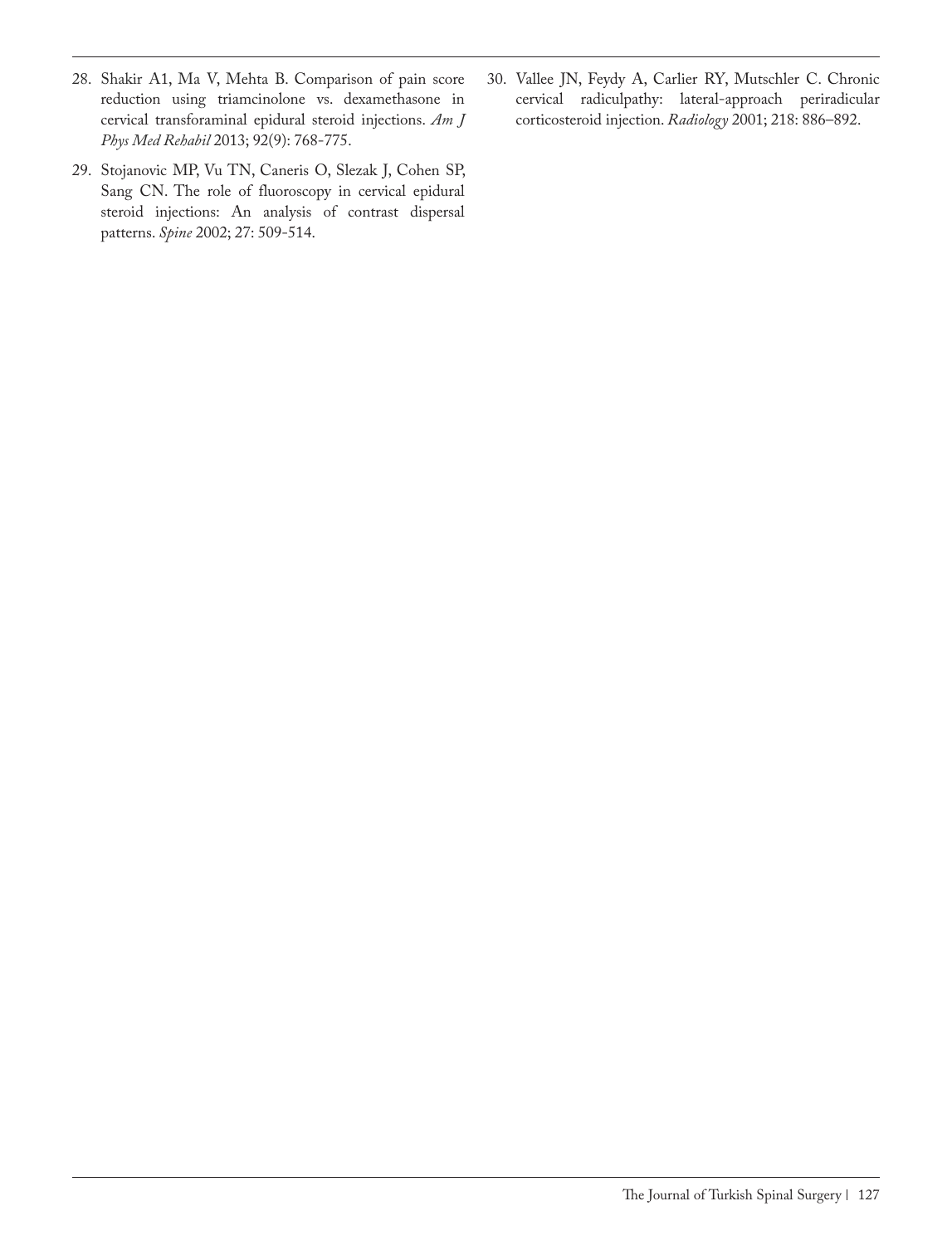28. Shakir A1, Ma V, Mehta B. Comparison of pain score reduction using triamcinolone vs. dexamethasone in cervical transforaminal epidural steroid injections. *Am J Phys Med Rehabil* 2013; 92(9): 768-775.

29. Stojanovic MP, Vu TN, Caneris O, Slezak J, Cohen SP, Sang CN. The role of fluoroscopy in cervical epidural steroid injections: An analysis of contrast dispersal patterns. *Spine* 2002; 27: 509-514.

30. Vallee JN, Feydy A, Carlier RY, Mutschler C. Chronic cervical radiculpathy: lateral-approach periradicular corticosteroid injection. *Radiology* 2001; 218: 886–892.